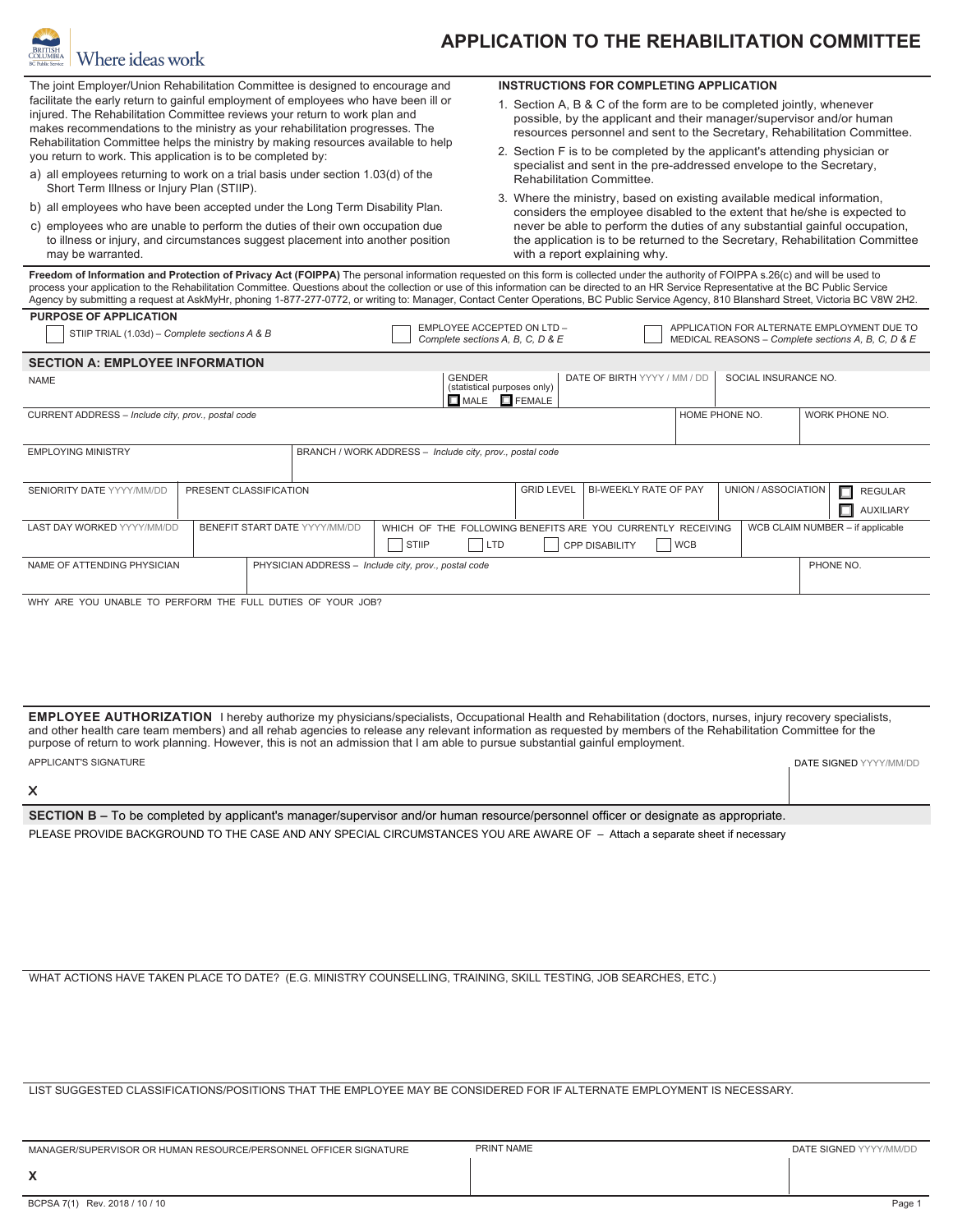Where ideas work

# APPLICATION TO THE REHABILITATION COMMITTEE

The joint Employer/Union Rehabilitation Committee is designed to encourage and facilitate the early return to gainful employment of employees who have been ill or injured. The Rehabilitation Committee reviews your return to work plan and makes recommendations to the ministry as your rehabilitation progresses. The Rehabilitation Committee helps the ministry by making resources available to help you return to work. This application is to be completed by:

a) all employees returning to work on a trial basis under section 1.03(d) of the Short Term Illness or Injury Plan (STIIP).

b) all employees who have been accepted under the Long Term Disability Plan.

c) employees who are unable to perform the duties of their own occupation due to illness or injury, and circumstances suggest placement into another position may be warranted.

**INSTRUCTIONS FOR COMPLETING APPLICATION**

1. Section A, B & C of the form are to be completed jointly, whenever possible, by the applicant and their manager/supervisor and/or human resources personnel and sent to the Secretary, Rehabilitation Committee.
2. Section F is to be completed by the applicant's attending physician or specialist and sent in the pre-addressed envelope to the Secretary, Rehabilitation Committee.
3. Where the ministry, based on existing available medical information, considers the employee disabled to the extent that he/she is expected to never be able to perform the duties of any substantial gainful occupation, the application is to be returned to the Secretary, Rehabilitation Committee with a report explaining why.

**Freedom of Information and Protection of Privacy Act (FOIPPA)** The personal information requested on this form is collected under the authority of FOIPPA s.26(c) and will be used to process your application to the Rehabilitation Committee. Questions about the collection or use of this information can be directed to an HR Service Representative at the BC Public Service Agency by submitting a request at AskMyHr, phoning 1-877-277-0772, or writing to: Manager, Contact Center Operations, BC Public Service Agency, 810 Blanshard Street, Victoria BC V8W 2H2.

**PURPOSE OF APPLICATION**

☐ STIIP TRIAL (1.03d) – *Complete sections A & B*

☐ EMPLOYEE ACCEPTED ON LTD – *Complete sections A, B, C, D & E*

☐ APPLICATION FOR ALTERNATE EMPLOYMENT DUE TO MEDICAL REASONS – *Complete sections A, B, C, D & E*

## SECTION A: EMPLOYEE INFORMATION

| NAME | GENDER (statistical purposes only) ☐ MALE ☐ FEMALE | DATE OF BIRTH YYYY / MM / DD | SOCIAL INSURANCE NO. |
|---|---|---|---|

| CURRENT ADDRESS – *Include city, prov., postal code* | HOME PHONE NO. | WORK PHONE NO. |
|---|---|---|

| EMPLOYING MINISTRY | BRANCH / WORK ADDRESS – *Include city, prov., postal code* |
|---|---|

| SENIORITY DATE YYYY/MM/DD | PRESENT CLASSIFICATION | GRID LEVEL | BI-WEEKLY RATE OF PAY | UNION / ASSOCIATION | ☐ REGULAR ☐ AUXILIARY |
|---|---|---|---|---|---|

| LAST DAY WORKED YYYY/MM/DD | BENEFIT START DATE YYYY/MM/DD | WHICH OF THE FOLLOWING BENEFITS ARE YOU CURRENTLY RECEIVING ☐ STIIP ☐ LTD ☐ CPP DISABILITY ☐ WCB | WCB CLAIM NUMBER – if applicable |
|---|---|---|---|

| NAME OF ATTENDING PHYSICIAN | PHYSICIAN ADDRESS – *Include city, prov., postal code* | PHONE NO. |
|---|---|---|

WHY ARE YOU UNABLE TO PERFORM THE FULL DUTIES OF YOUR JOB?

**EMPLOYEE AUTHORIZATION** I hereby authorize my physicians/specialists, Occupational Health and Rehabilitation (doctors, nurses, injury recovery specialists, and other health care team members) and all rehab agencies to release any relevant information as requested by members of the Rehabilitation Committee for the purpose of return to work planning. However, this is not an admission that I am able to pursue substantial gainful employment.

| APPLICANT'S SIGNATURE | DATE SIGNED YYYY/MM/DD |
|---|---|
| X | |

## SECTION B – To be completed by applicant's manager/supervisor and/or human resource/personnel officer or designate as appropriate.

PLEASE PROVIDE BACKGROUND TO THE CASE AND ANY SPECIAL CIRCUMSTANCES YOU ARE AWARE OF – Attach a separate sheet if necessary

WHAT ACTIONS HAVE TAKEN PLACE TO DATE? (E.G. MINISTRY COUNSELLING, TRAINING, SKILL TESTING, JOB SEARCHES, ETC.)

LIST SUGGESTED CLASSIFICATIONS/POSITIONS THAT THE EMPLOYEE MAY BE CONSIDERED FOR IF ALTERNATE EMPLOYMENT IS NECESSARY.

| MANAGER/SUPERVISOR OR HUMAN RESOURCE/PERSONNEL OFFICER SIGNATURE | PRINT NAME | DATE SIGNED YYYY/MM/DD |
|---|---|---|
| X | | |

BCPSA 7(1) Rev. 2018 / 10 / 10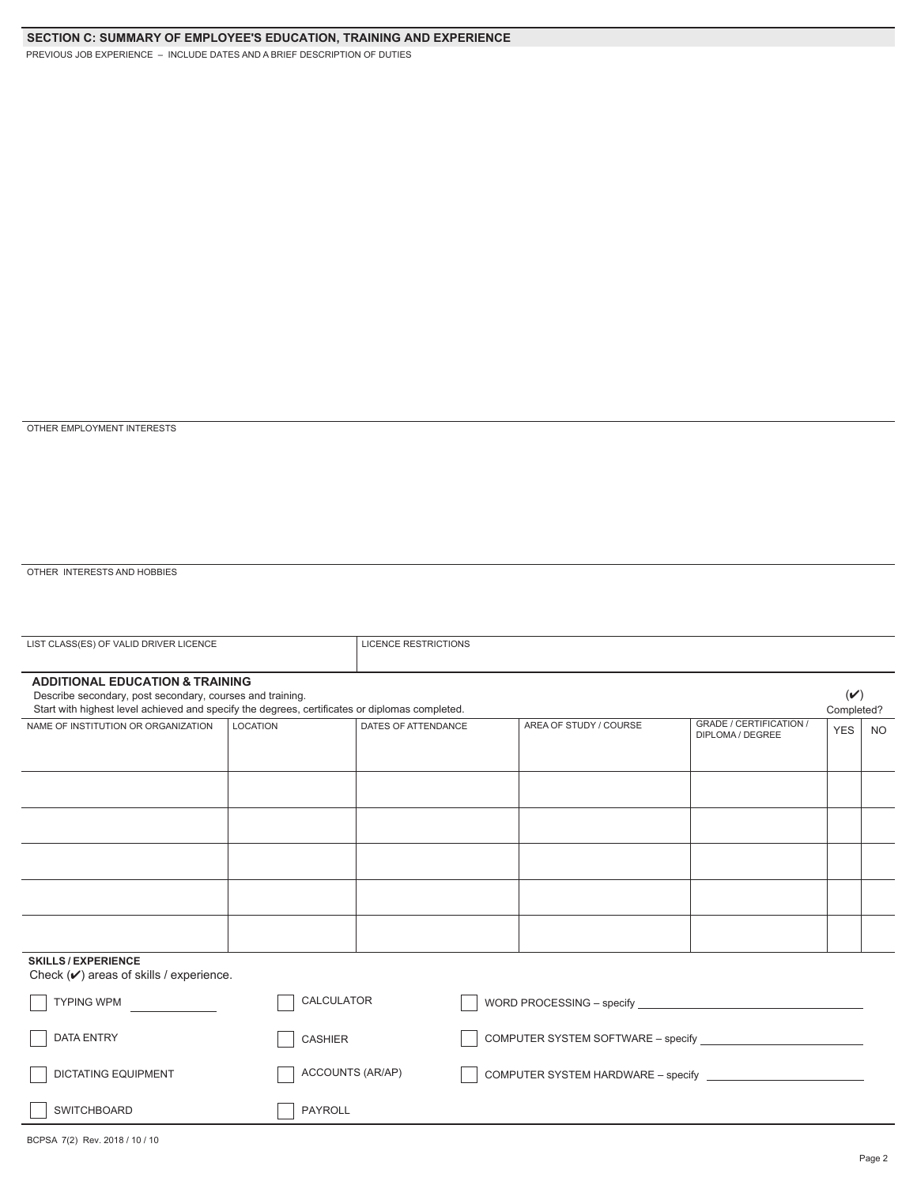## SECTION C: SUMMARY OF EMPLOYEE'S EDUCATION, TRAINING AND EXPERIENCE

PREVIOUS JOB EXPERIENCE – INCLUDE DATES AND A BRIEF DESCRIPTION OF DUTIES

OTHER EMPLOYMENT INTERESTS

OTHER INTERESTS AND HOBBIES

| LIST CLASS(ES) OF VALID DRIVER LICENCE | LICENCE RESTRICTIONS |
|---|---|
| | |

### ADDITIONAL EDUCATION & TRAINING

Describe secondary, post secondary, courses and training.
Start with highest level achieved and specify the degrees, certificates or diplomas completed.

| NAME OF INSTITUTION OR ORGANIZATION | LOCATION | DATES OF ATTENDANCE | AREA OF STUDY / COURSE | GRADE / CERTIFICATION / DIPLOMA / DEGREE | (✔) Completed? YES | NO |
|---|---|---|---|---|---|---|
| | | | | | | |
| | | | | | | |
| | | | | | | |
| | | | | | | |
| | | | | | | |
| | | | | | | |

**SKILLS / EXPERIENCE**
Check (✔) areas of skills / experience.

- ☐ TYPING WPM ____________
- ☐ DATA ENTRY
- ☐ DICTATING EQUIPMENT
- ☐ SWITCHBOARD
- ☐ CALCULATOR
- ☐ CASHIER
- ☐ ACCOUNTS (AR/AP)
- ☐ PAYROLL
- ☐ WORD PROCESSING – specify ____________
- ☐ COMPUTER SYSTEM SOFTWARE – specify ____________
- ☐ COMPUTER SYSTEM HARDWARE – specify ____________

BCPSA 7(2) Rev. 2018 / 10 / 10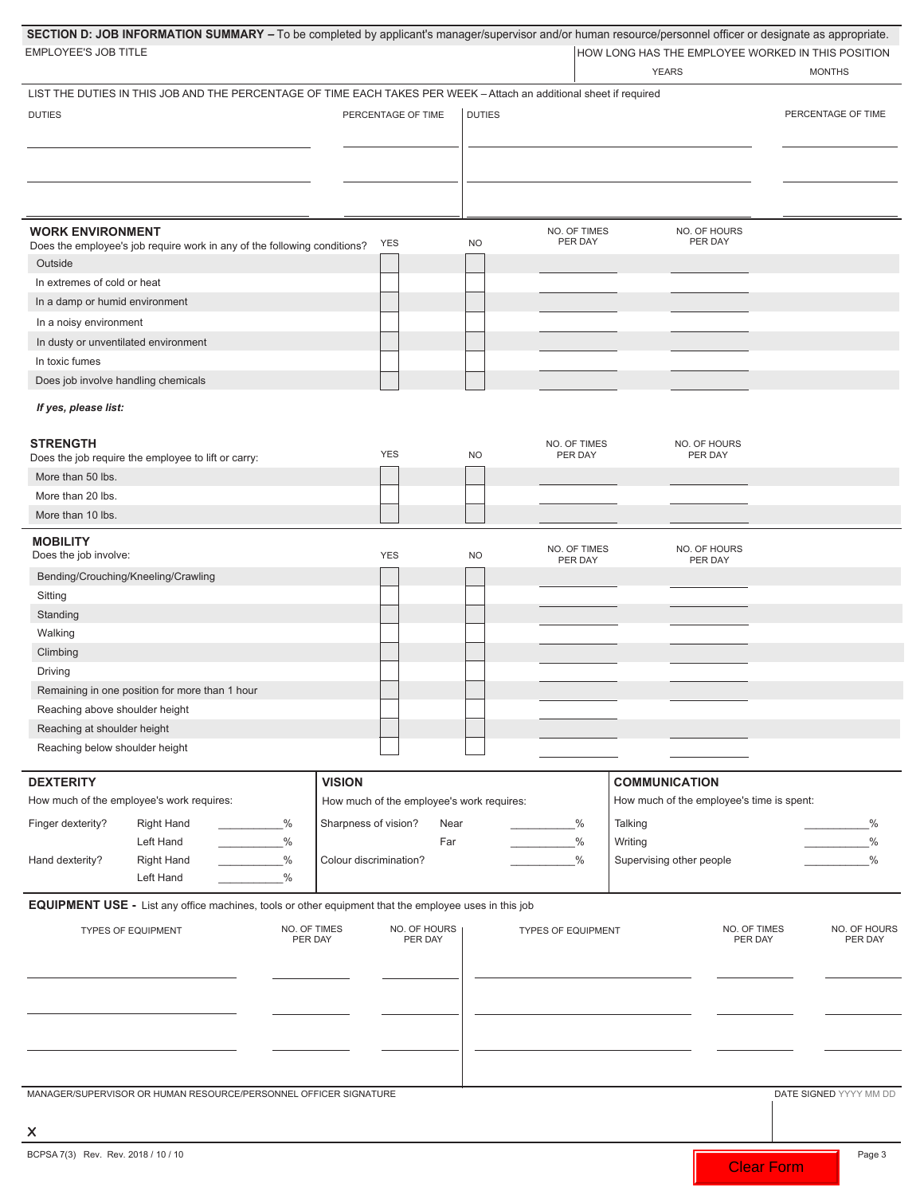## SECTION D: JOB INFORMATION SUMMARY – To be completed by applicant's manager/supervisor and/or human resource/personnel officer or designate as appropriate.

| EMPLOYEE'S JOB TITLE | HOW LONG HAS THE EMPLOYEE WORKED IN THIS POSITION | |
|---|---|---|
| | YEARS | MONTHS |

LIST THE DUTIES IN THIS JOB AND THE PERCENTAGE OF TIME EACH TAKES PER WEEK – Attach an additional sheet if required

| DUTIES | PERCENTAGE OF TIME | DUTIES | PERCENTAGE OF TIME |
|---|---|---|---|
| | | | |
| | | | |
| | | | |

### WORK ENVIRONMENT

| Does the employee's job require work in any of the following conditions? | YES | NO | NO. OF TIMES PER DAY | NO. OF HOURS PER DAY |
|---|---|---|---|---|
| Outside | ☐ | ☐ | | |
| In extremes of cold or heat | ☐ | ☐ | | |
| In a damp or humid environment | ☐ | ☐ | | |
| In a noisy environment | ☐ | ☐ | | |
| In dusty or unventilated environment | ☐ | ☐ | | |
| In toxic fumes | ☐ | ☐ | | |
| Does job involve handling chemicals | ☐ | ☐ | | |

*If yes, please list:*

### STRENGTH

| Does the job require the employee to lift or carry: | YES | NO | NO. OF TIMES PER DAY | NO. OF HOURS PER DAY |
|---|---|---|---|---|
| More than 50 lbs. | ☐ | ☐ | | |
| More than 20 lbs. | ☐ | ☐ | | |
| More than 10 lbs. | ☐ | ☐ | | |

### MOBILITY

| Does the job involve: | YES | NO | NO. OF TIMES PER DAY | NO. OF HOURS PER DAY |
|---|---|---|---|---|
| Bending/Crouching/Kneeling/Crawling | ☐ | ☐ | | |
| Sitting | ☐ | ☐ | | |
| Standing | ☐ | ☐ | | |
| Walking | ☐ | ☐ | | |
| Climbing | ☐ | ☐ | | |
| Driving | ☐ | ☐ | | |
| Remaining in one position for more than 1 hour | ☐ | ☐ | | |
| Reaching above shoulder height | ☐ | ☐ | | |
| Reaching at shoulder height | ☐ | ☐ | | |
| Reaching below shoulder height | ☐ | ☐ | | |

### DEXTERITY

How much of the employee's work requires:

| | | |
|---|---|---|
| Finger dexterity? | Right Hand | ____________% |
| | Left Hand | ____________% |
| Hand dexterity? | Right Hand | ____________% |
| | Left Hand | ____________% |

### VISION

How much of the employee's work requires:

| | | |
|---|---|---|
| Sharpness of vision? | Near | ____________% |
| | Far | ____________% |
| Colour discrimination? | | ____________% |

### COMMUNICATION

How much of the employee's time is spent:

| | |
|---|---|
| Talking | ____________% |
| Writing | ____________% |
| Supervising other people | ____________% |

### EQUIPMENT USE - List any office machines, tools or other equipment that the employee uses in this job

| TYPES OF EQUIPMENT | NO. OF TIMES PER DAY | NO. OF HOURS PER DAY | TYPES OF EQUIPMENT | NO. OF TIMES PER DAY | NO. OF HOURS PER DAY |
|---|---|---|---|---|---|
| | | | | | |
| | | | | | |
| | | | | | |

| MANAGER/SUPERVISOR OR HUMAN RESOURCE/PERSONNEL OFFICER SIGNATURE | DATE SIGNED YYYY MM DD |
|---|---|
| X | |

BCPSA 7(3) Rev. Rev. 2018 / 10 / 10

Clear Form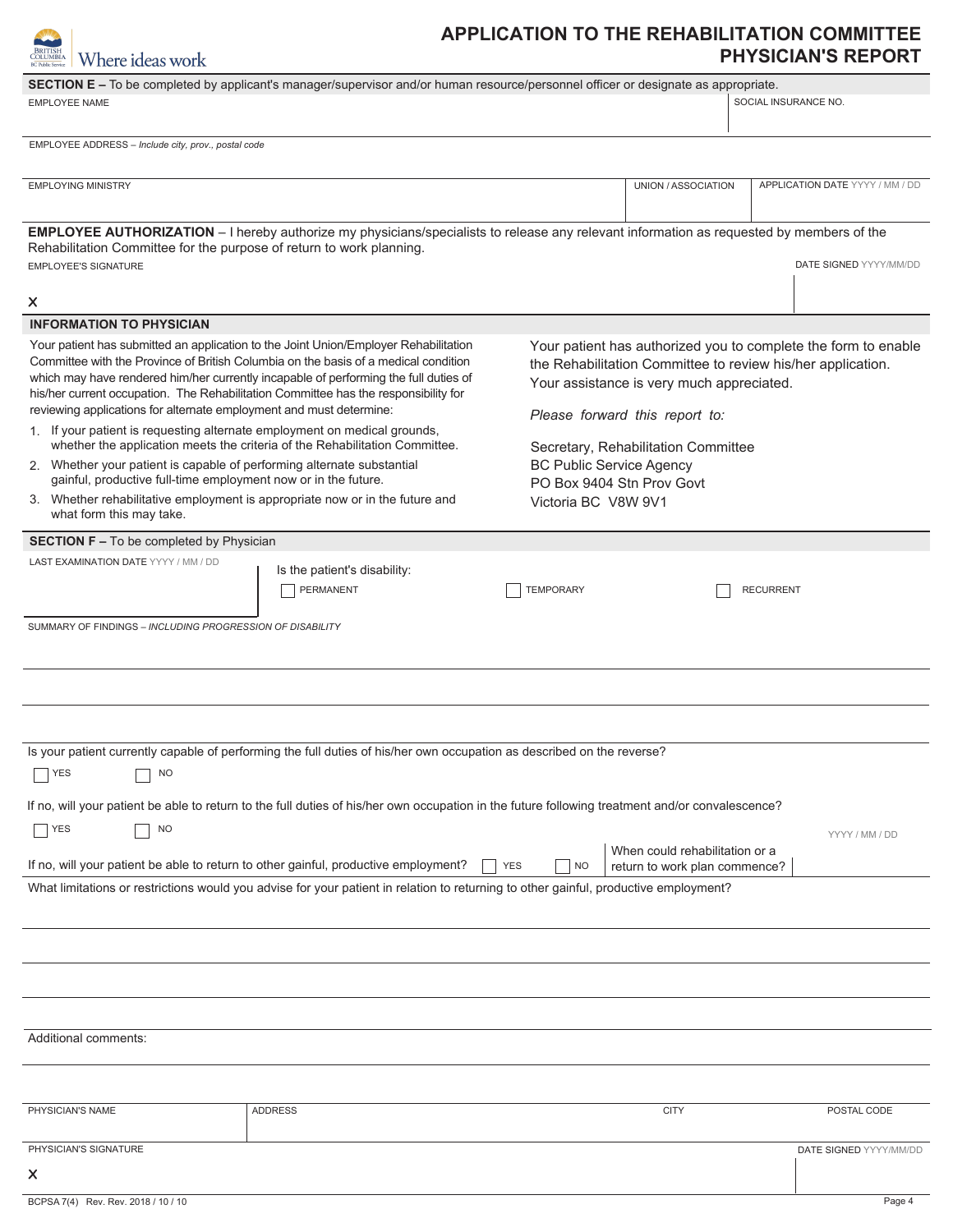# APPLICATION TO THE REHABILITATION COMMITTEE PHYSICIAN'S REPORT

BRITISH COLUMBIA BC Public Service — Where ideas work

**SECTION E –** To be completed by applicant's manager/supervisor and/or human resource/personnel officer or designate as appropriate.

| EMPLOYEE NAME | | | SOCIAL INSURANCE NO. |
|---|---|---|---|
| | | | |

EMPLOYEE ADDRESS – *Include city, prov., postal code*

| EMPLOYING MINISTRY | UNION / ASSOCIATION | APPLICATION DATE YYYY / MM / DD |
|---|---|---|
| | | |

**EMPLOYEE AUTHORIZATION** – I hereby authorize my physicians/specialists to release any relevant information as requested by members of the Rehabilitation Committee for the purpose of return to work planning.

| EMPLOYEE'S SIGNATURE | DATE SIGNED YYYY/MM/DD |
|---|---|
| X | |

## INFORMATION TO PHYSICIAN

Your patient has submitted an application to the Joint Union/Employer Rehabilitation Committee with the Province of British Columbia on the basis of a medical condition which may have rendered him/her currently incapable of performing the full duties of his/her current occupation. The Rehabilitation Committee has the responsibility for reviewing applications for alternate employment and must determine:

1. If your patient is requesting alternate employment on medical grounds, whether the application meets the criteria of the Rehabilitation Committee.
2. Whether your patient is capable of performing alternate substantial gainful, productive full-time employment now or in the future.
3. Whether rehabilitative employment is appropriate now or in the future and what form this may take.

Your patient has authorized you to complete the form to enable the Rehabilitation Committee to review his/her application. Your assistance is very much appreciated.

*Please forward this report to:*

Secretary, Rehabilitation Committee
BC Public Service Agency
PO Box 9404 Stn Prov Govt
Victoria BC V8W 9V1

**SECTION F –** To be completed by Physician

LAST EXAMINATION DATE YYYY / MM / DD

Is the patient's disability:

☐ PERMANENT ☐ TEMPORARY ☐ RECURRENT

SUMMARY OF FINDINGS – *INCLUDING PROGRESSION OF DISABILITY*

Is your patient currently capable of performing the full duties of his/her own occupation as described on the reverse?

☐ YES ☐ NO

If no, will your patient be able to return to the full duties of his/her own occupation in the future following treatment and/or convalescence?

☐ YES ☐ NO

If no, will your patient be able to return to other gainful, productive employment? ☐ YES ☐ NO

When could rehabilitation or a return to work plan commence? YYYY / MM / DD

What limitations or restrictions would you advise for your patient in relation to returning to other gainful, productive employment?

Additional comments:

| PHYSICIAN'S NAME | ADDRESS | CITY | POSTAL CODE |
|---|---|---|---|
| | | | |

| PHYSICIAN'S SIGNATURE | DATE SIGNED YYYY/MM/DD |
|---|---|
| X | |

BCPSA 7(4) Rev. Rev. 2018 / 10 / 10